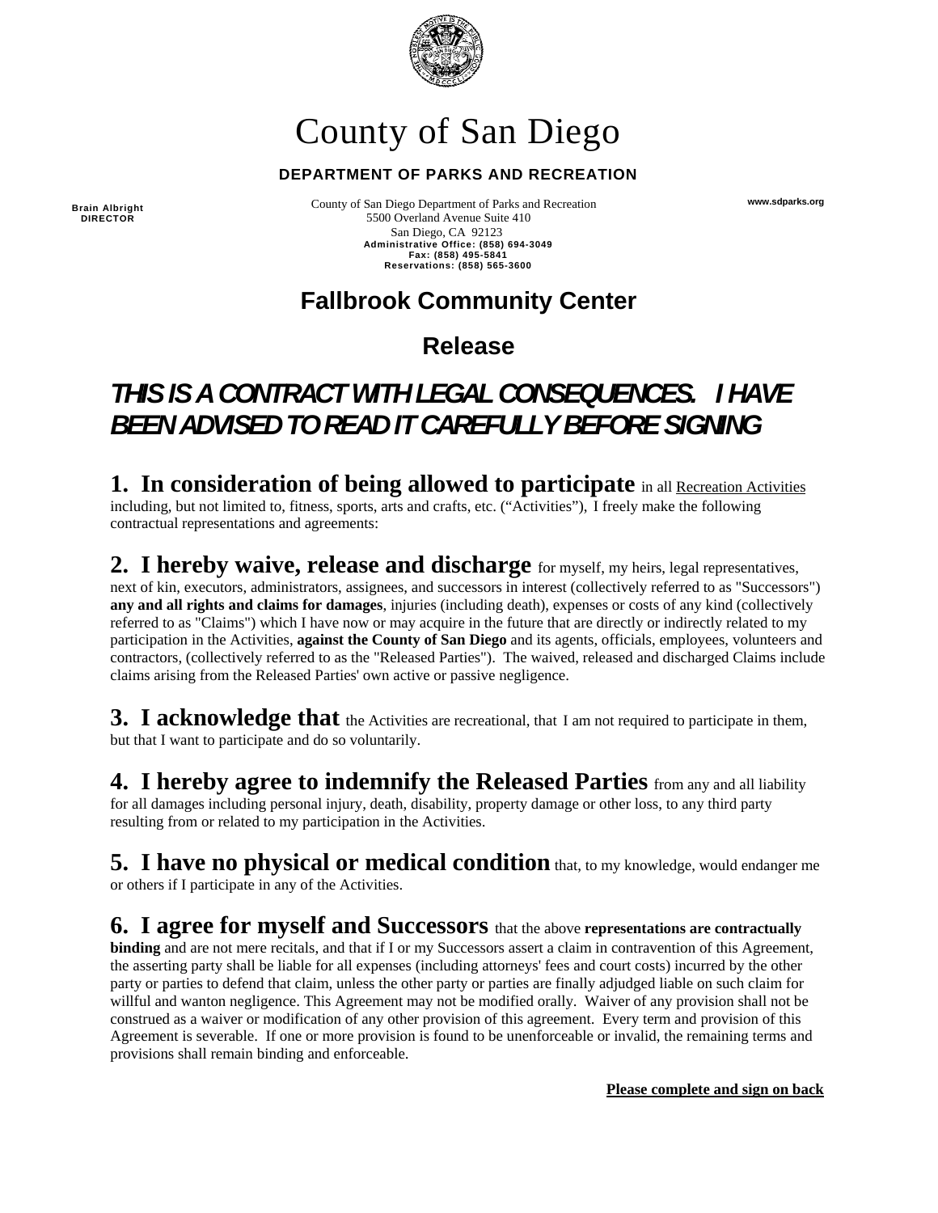# County of San Diego

**DEPARTMENT OF PARKS AND RECREATION**

**Brain Albright**
**DIRECTOR**

County of San Diego Department of Parks and Recreation
5500 Overland Avenue Suite 410
San Diego, CA 92123
**Administrative Office: (858) 694-3049**
**Fax: (858) 495-5841**
**Reservations: (858) 565-3600**

**www.sdparks.org**

## Fallbrook Community Center

## Release

***THIS IS A CONTRACT WITH LEGAL CONSEQUENCES. I HAVE BEEN ADVISED TO READ IT CAREFULLY BEFORE SIGNING***

**1. In consideration of being allowed to participate** in all Recreation Activities including, but not limited to, fitness, sports, arts and crafts, etc. ("Activities"), I freely make the following contractual representations and agreements:

**2. I hereby waive, release and discharge** for myself, my heirs, legal representatives, next of kin, executors, administrators, assignees, and successors in interest (collectively referred to as "Successors") **any and all rights and claims for damages**, injuries (including death), expenses or costs of any kind (collectively referred to as "Claims") which I have now or may acquire in the future that are directly or indirectly related to my participation in the Activities, **against the County of San Diego** and its agents, officials, employees, volunteers and contractors, (collectively referred to as the "Released Parties"). The waived, released and discharged Claims include claims arising from the Released Parties' own active or passive negligence.

**3. I acknowledge that** the Activities are recreational, that I am not required to participate in them, but that I want to participate and do so voluntarily.

**4. I hereby agree to indemnify the Released Parties** from any and all liability for all damages including personal injury, death, disability, property damage or other loss, to any third party resulting from or related to my participation in the Activities.

**5. I have no physical or medical condition** that, to my knowledge, would endanger me or others if I participate in any of the Activities.

**6. I agree for myself and Successors** that the above **representations are contractually binding** and are not mere recitals, and that if I or my Successors assert a claim in contravention of this Agreement, the asserting party shall be liable for all expenses (including attorneys' fees and court costs) incurred by the other party or parties to defend that claim, unless the other party or parties are finally adjudged liable on such claim for willful and wanton negligence. This Agreement may not be modified orally. Waiver of any provision shall not be construed as a waiver or modification of any other provision of this agreement. Every term and provision of this Agreement is severable. If one or more provision is found to be unenforceable or invalid, the remaining terms and provisions shall remain binding and enforceable.

**Please complete and sign on back**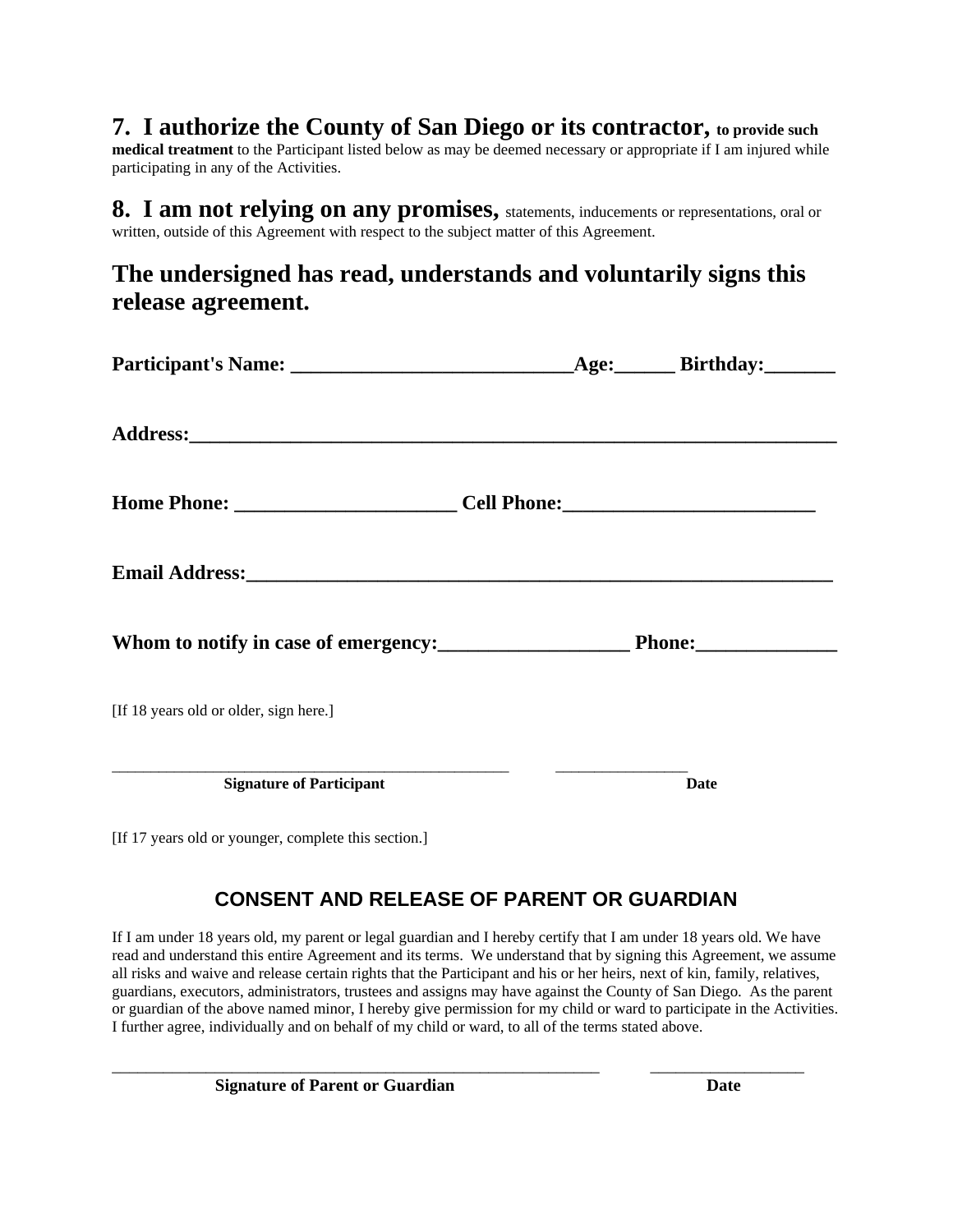**7. I authorize the County of San Diego or its contractor, to provide such medical treatment** to the Participant listed below as may be deemed necessary or appropriate if I am injured while participating in any of the Activities.

**8. I am not relying on any promises,** statements, inducements or representations, oral or written, outside of this Agreement with respect to the subject matter of this Agreement.

## The undersigned has read, understands and voluntarily signs this release agreement.

**Participant's Name: ____________________________Age:______ Birthday:_______**

**Address:________________________________________________________________**

**Home Phone: ______________________ Cell Phone:_________________________**

**Email Address:___________________________________________________________**

**Whom to notify in case of emergency:___________________ Phone:______________**

[If 18 years old or older, sign here.]

_________________________________________________ ________________

**Signature of Participant** **Date**

[If 17 years old or younger, complete this section.]

### CONSENT AND RELEASE OF PARENT OR GUARDIAN

If I am under 18 years old, my parent or legal guardian and I hereby certify that I am under 18 years old. We have read and understand this entire Agreement and its terms. We understand that by signing this Agreement, we assume all risks and waive and release certain rights that the Participant and his or her heirs, next of kin, family, relatives, guardians, executors, administrators, trustees and assigns may have against the County of San Diego. As the parent or guardian of the above named minor, I hereby give permission for my child or ward to participate in the Activities. I further agree, individually and on behalf of my child or ward, to all of the terms stated above.

____________________________________________________________ ___________________

**Signature of Parent or Guardian** **Date**